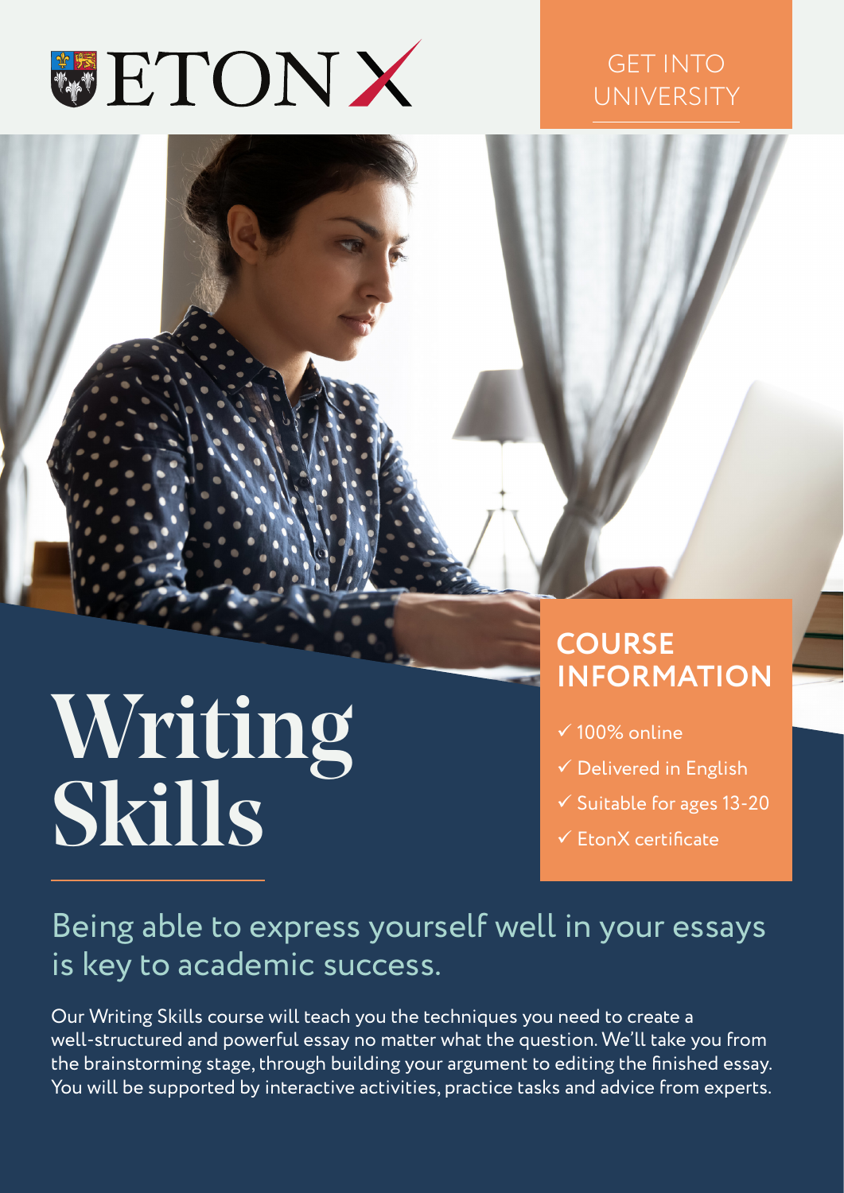ETON X

GET INTO UNIVERSITY

# Writing Skills

## COURSE INFORMATION

- ✓ 100% online
- ✓ Delivered in English
- ✓ Suitable for ages 13-20
- ✓ EtonX certificate

Being able to express yourself well in your essays is key to academic success.

Our Writing Skills course will teach you the techniques you need to create a well-structured and powerful essay no matter what the question. We'll take you from the brainstorming stage, through building your argument to editing the finished essay. You will be supported by interactive activities, practice tasks and advice from experts.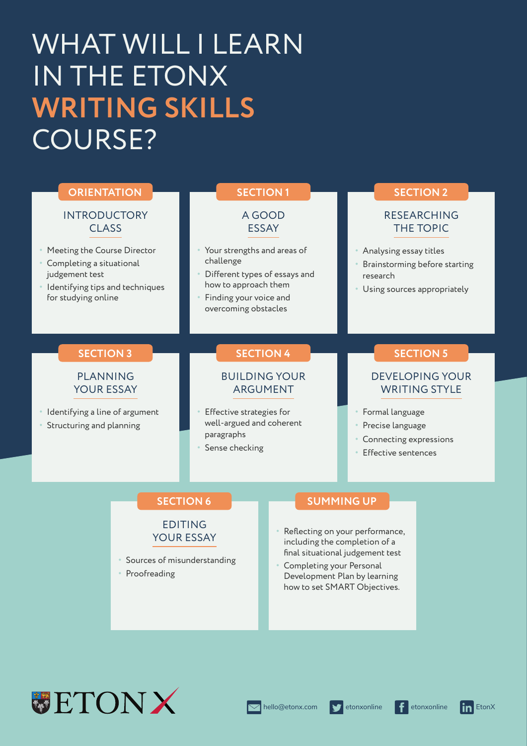# WHAT WILL I LEARN IN THE ETONX WRITING SKILLS COURSE?

## ORIENTATION

### INTRODUCTORY CLASS

- Meeting the Course Director
- Completing a situational judgement test
- Identifying tips and techniques for studying online

## SECTION 1

### A GOOD ESSAY

- Your strengths and areas of challenge
- Different types of essays and how to approach them
- Finding your voice and overcoming obstacles

## SECTION 2

### RESEARCHING THE TOPIC

- Analysing essay titles
- Brainstorming before starting research
- Using sources appropriately

## SECTION 3

### PLANNING YOUR ESSAY

- Identifying a line of argument
- Structuring and planning

## SECTION 4

### BUILDING YOUR ARGUMENT

- Effective strategies for well-argued and coherent paragraphs
- Sense checking

## SECTION 5

### DEVELOPING YOUR WRITING STYLE

- Formal language
- Precise language
- Connecting expressions
- Effective sentences

## SECTION 6

### EDITING YOUR ESSAY

- Sources of misunderstanding
- Proofreading

## SUMMING UP

- Reflecting on your performance, including the completion of a final situational judgement test
- Completing your Personal Development Plan by learning how to set SMART Objectives.

ETONX

hello@etonx.com | etonxonline | etonxonline | EtonX